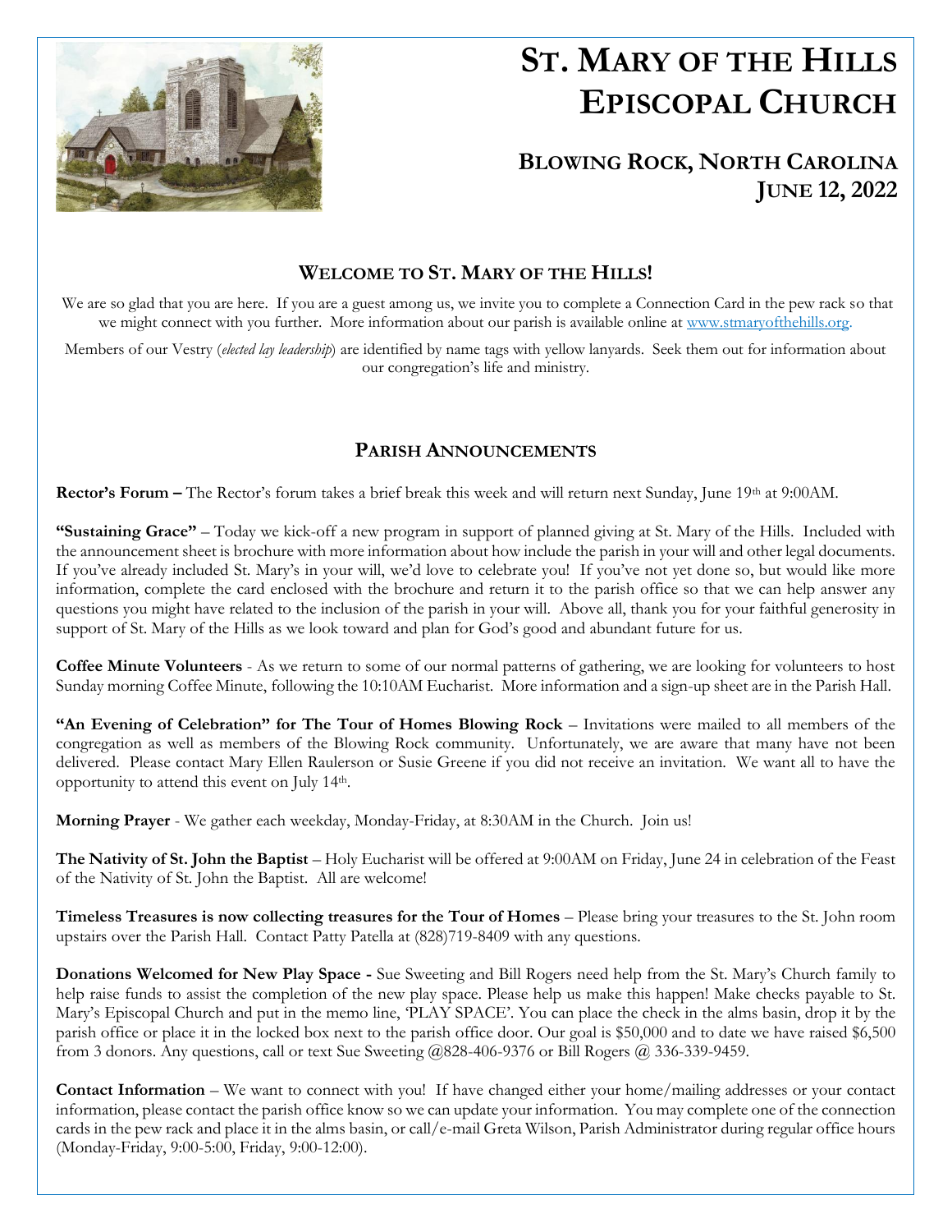# St. Mary of the Hills Episcopal Church

## Blowing Rock, North Carolina
## June 12, 2022

### Welcome to St. Mary of the Hills!

We are so glad that you are here. If you are a guest among us, we invite you to complete a Connection Card in the pew rack so that we might connect with you further. More information about our parish is available online at www.stmaryofthehills.org.

Members of our Vestry (*elected lay leadership*) are identified by name tags with yellow lanyards. Seek them out for information about our congregation's life and ministry.

### Parish Announcements

**Rector's Forum –** The Rector's forum takes a brief break this week and will return next Sunday, June 19th at 9:00AM.

**"Sustaining Grace"** – Today we kick-off a new program in support of planned giving at St. Mary of the Hills. Included with the announcement sheet is brochure with more information about how include the parish in your will and other legal documents. If you've already included St. Mary's in your will, we'd love to celebrate you! If you've not yet done so, but would like more information, complete the card enclosed with the brochure and return it to the parish office so that we can help answer any questions you might have related to the inclusion of the parish in your will. Above all, thank you for your faithful generosity in support of St. Mary of the Hills as we look toward and plan for God's good and abundant future for us.

**Coffee Minute Volunteers** - As we return to some of our normal patterns of gathering, we are looking for volunteers to host Sunday morning Coffee Minute, following the 10:10AM Eucharist. More information and a sign-up sheet are in the Parish Hall.

**"An Evening of Celebration" for The Tour of Homes Blowing Rock** – Invitations were mailed to all members of the congregation as well as members of the Blowing Rock community. Unfortunately, we are aware that many have not been delivered. Please contact Mary Ellen Raulerson or Susie Greene if you did not receive an invitation. We want all to have the opportunity to attend this event on July 14th.

**Morning Prayer** - We gather each weekday, Monday-Friday, at 8:30AM in the Church. Join us!

**The Nativity of St. John the Baptist** – Holy Eucharist will be offered at 9:00AM on Friday, June 24 in celebration of the Feast of the Nativity of St. John the Baptist. All are welcome!

**Timeless Treasures is now collecting treasures for the Tour of Homes** – Please bring your treasures to the St. John room upstairs over the Parish Hall. Contact Patty Patella at (828)719-8409 with any questions.

**Donations Welcomed for New Play Space -** Sue Sweeting and Bill Rogers need help from the St. Mary's Church family to help raise funds to assist the completion of the new play space. Please help us make this happen! Make checks payable to St. Mary's Episcopal Church and put in the memo line, 'PLAY SPACE'. You can place the check in the alms basin, drop it by the parish office or place it in the locked box next to the parish office door. Our goal is $50,000 and to date we have raised $6,500 from 3 donors. Any questions, call or text Sue Sweeting @828-406-9376 or Bill Rogers @ 336-339-9459.

**Contact Information** – We want to connect with you! If have changed either your home/mailing addresses or your contact information, please contact the parish office know so we can update your information. You may complete one of the connection cards in the pew rack and place it in the alms basin, or call/e-mail Greta Wilson, Parish Administrator during regular office hours (Monday-Friday, 9:00-5:00, Friday, 9:00-12:00).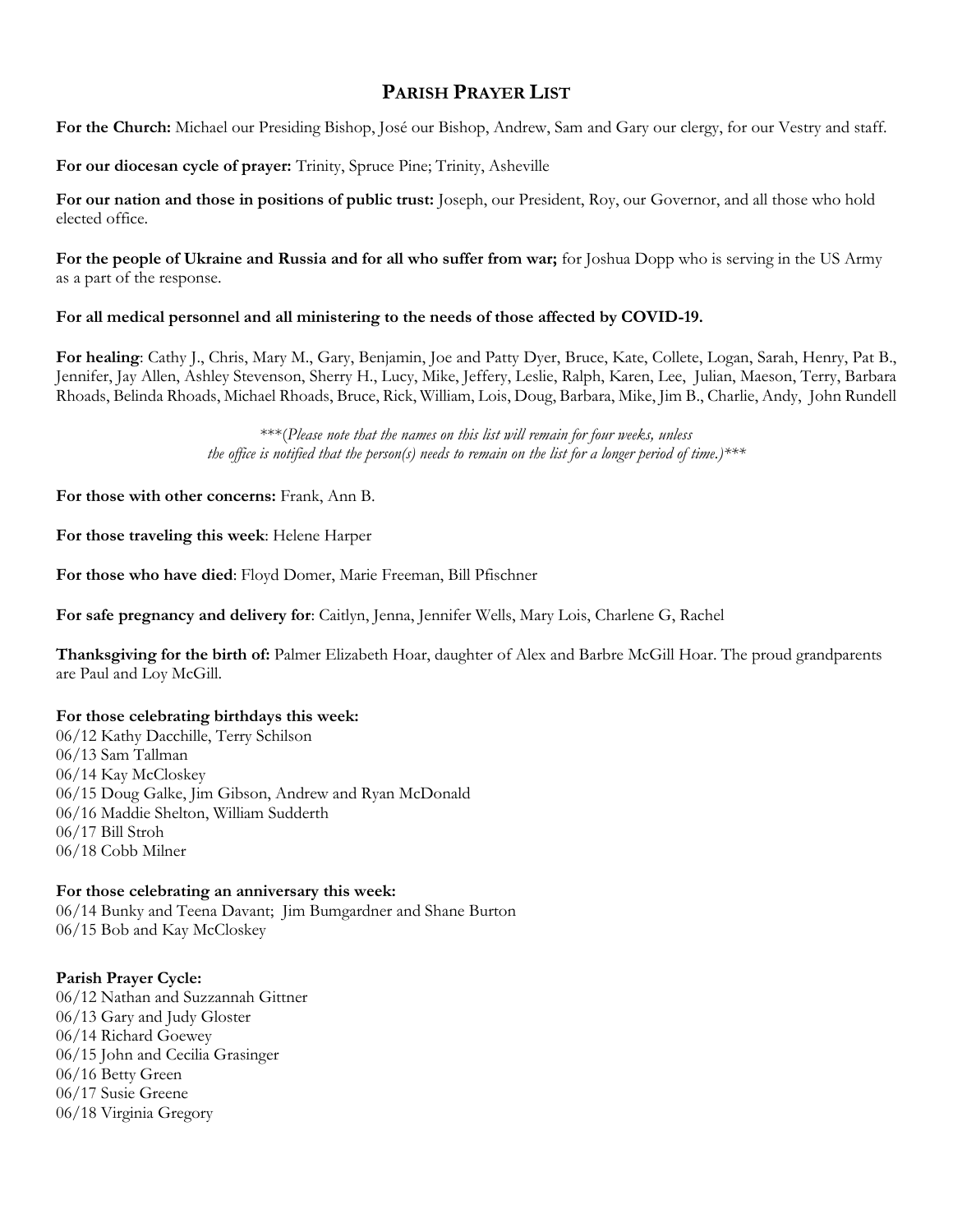## Parish Prayer List

**For the Church:** Michael our Presiding Bishop, José our Bishop, Andrew, Sam and Gary our clergy, for our Vestry and staff.

**For our diocesan cycle of prayer:** Trinity, Spruce Pine; Trinity, Asheville

**For our nation and those in positions of public trust:** Joseph, our President, Roy, our Governor, and all those who hold elected office.

**For the people of Ukraine and Russia and for all who suffer from war;** for Joshua Dopp who is serving in the US Army as a part of the response.

**For all medical personnel and all ministering to the needs of those affected by COVID-19.**

**For healing**: Cathy J., Chris, Mary M., Gary, Benjamin, Joe and Patty Dyer, Bruce, Kate, Collete, Logan, Sarah, Henry, Pat B., Jennifer, Jay Allen, Ashley Stevenson, Sherry H., Lucy, Mike, Jeffery, Leslie, Ralph, Karen, Lee, Julian, Maeson, Terry, Barbara Rhoads, Belinda Rhoads, Michael Rhoads, Bruce, Rick, William, Lois, Doug, Barbara, Mike, Jim B., Charlie, Andy, John Rundell

***(*Please note that the names on this list will remain for four weeks, unless the office is notified that the person(s) needs to remain on the list for a longer period of time.*)***

**For those with other concerns:** Frank, Ann B.

**For those traveling this week**: Helene Harper

**For those who have died**: Floyd Domer, Marie Freeman, Bill Pfischner

**For safe pregnancy and delivery for**: Caitlyn, Jenna, Jennifer Wells, Mary Lois, Charlene G, Rachel

**Thanksgiving for the birth of:** Palmer Elizabeth Hoar, daughter of Alex and Barbre McGill Hoar. The proud grandparents are Paul and Loy McGill.

**For those celebrating birthdays this week:**
06/12 Kathy Dacchille, Terry Schilson
06/13 Sam Tallman
06/14 Kay McCloskey
06/15 Doug Galke, Jim Gibson, Andrew and Ryan McDonald
06/16 Maddie Shelton, William Sudderth
06/17 Bill Stroh
06/18 Cobb Milner

**For those celebrating an anniversary this week:**
06/14 Bunky and Teena Davant; Jim Bumgardner and Shane Burton
06/15 Bob and Kay McCloskey

**Parish Prayer Cycle:**
06/12 Nathan and Suzzannah Gittner
06/13 Gary and Judy Gloster
06/14 Richard Goewey
06/15 John and Cecilia Grasinger
06/16 Betty Green
06/17 Susie Greene
06/18 Virginia Gregory